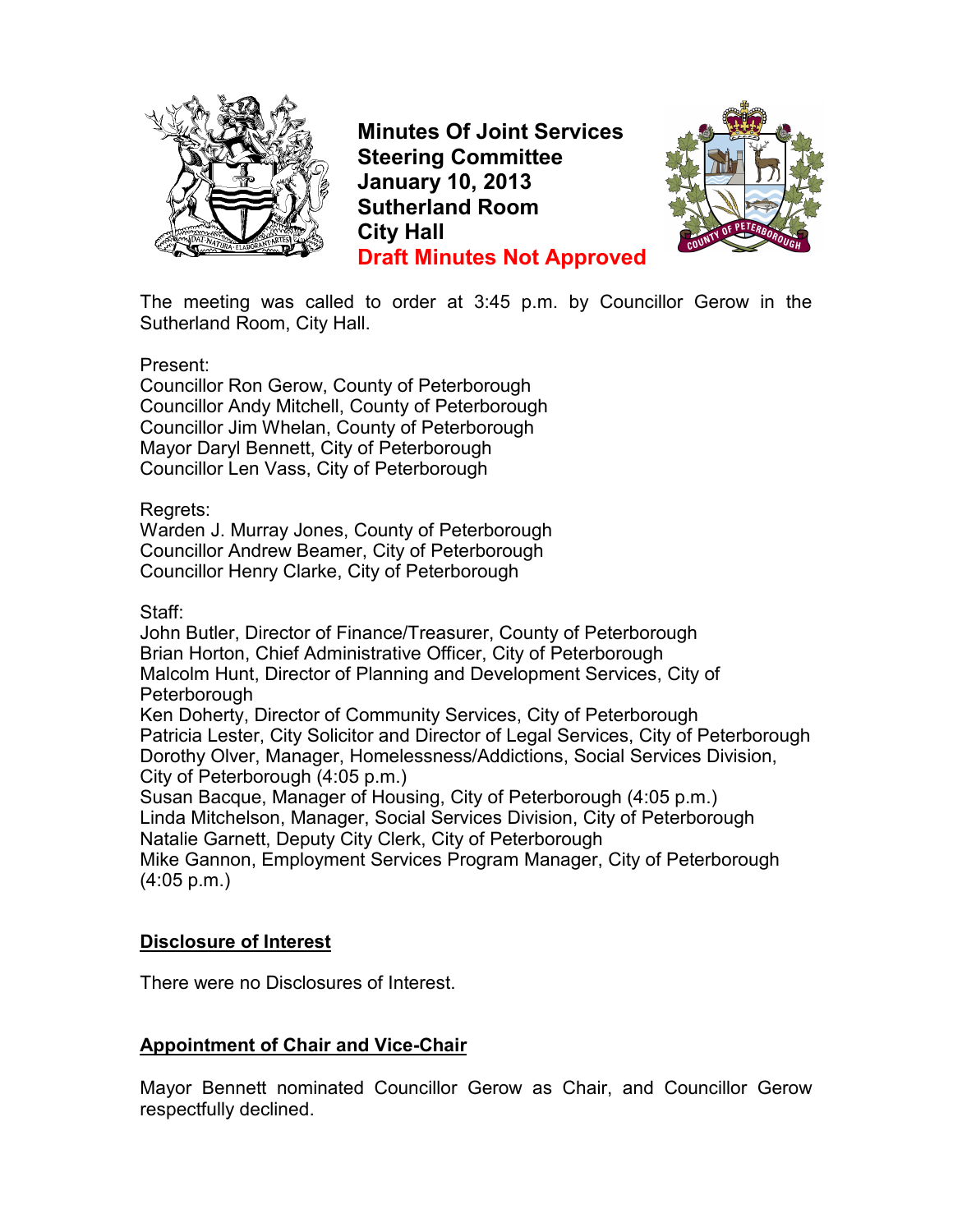# Minutes Of Joint Services Steering Committee January 10, 2013 Sutherland Room City Hall

**Draft Minutes Not Approved**

The meeting was called to order at 3:45 p.m. by Councillor Gerow in the Sutherland Room, City Hall.

Present:
Councillor Ron Gerow, County of Peterborough
Councillor Andy Mitchell, County of Peterborough
Councillor Jim Whelan, County of Peterborough
Mayor Daryl Bennett, City of Peterborough
Councillor Len Vass, City of Peterborough

Regrets:
Warden J. Murray Jones, County of Peterborough
Councillor Andrew Beamer, City of Peterborough
Councillor Henry Clarke, City of Peterborough

Staff:
John Butler, Director of Finance/Treasurer, County of Peterborough
Brian Horton, Chief Administrative Officer, City of Peterborough
Malcolm Hunt, Director of Planning and Development Services, City of Peterborough
Ken Doherty, Director of Community Services, City of Peterborough
Patricia Lester, City Solicitor and Director of Legal Services, City of Peterborough
Dorothy Olver, Manager, Homelessness/Addictions, Social Services Division, City of Peterborough (4:05 p.m.)
Susan Bacque, Manager of Housing, City of Peterborough (4:05 p.m.)
Linda Mitchelson, Manager, Social Services Division, City of Peterborough
Natalie Garnett, Deputy City Clerk, City of Peterborough
Mike Gannon, Employment Services Program Manager, City of Peterborough (4:05 p.m.)

## Disclosure of Interest

There were no Disclosures of Interest.

## Appointment of Chair and Vice-Chair

Mayor Bennett nominated Councillor Gerow as Chair, and Councillor Gerow respectfully declined.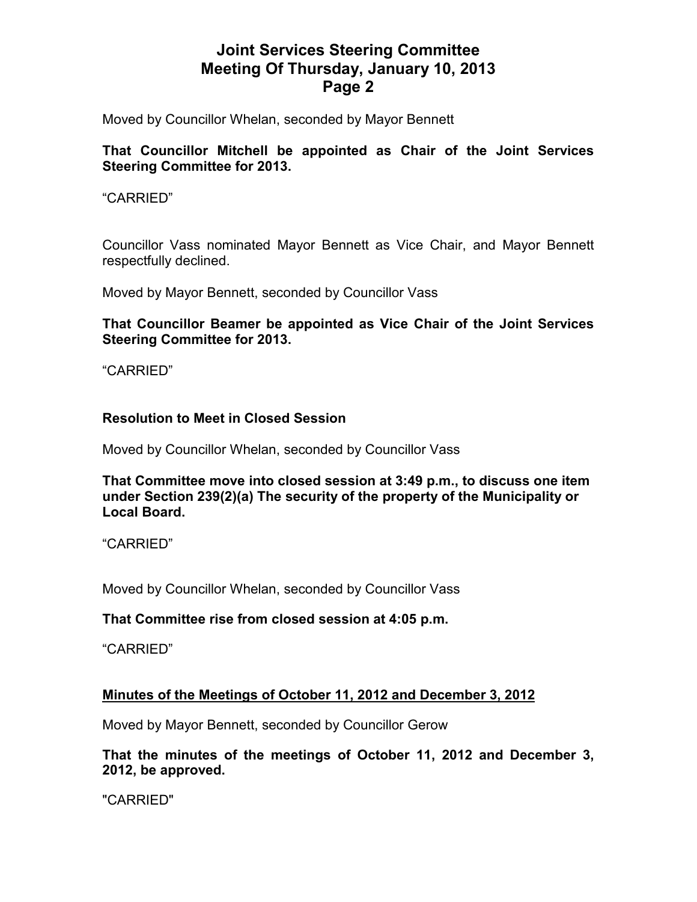Moved by Councillor Whelan, seconded by Mayor Bennett

**That Councillor Mitchell be appointed as Chair of the Joint Services Steering Committee for 2013.**

“CARRIED”

Councillor Vass nominated Mayor Bennett as Vice Chair, and Mayor Bennett respectfully declined.

Moved by Mayor Bennett, seconded by Councillor Vass

**That Councillor Beamer be appointed as Vice Chair of the Joint Services Steering Committee for 2013.**

“CARRIED”

### Resolution to Meet in Closed Session

Moved by Councillor Whelan, seconded by Councillor Vass

**That Committee move into closed session at 3:49 p.m., to discuss one item under Section 239(2)(a) The security of the property of the Municipality or Local Board.**

“CARRIED”

Moved by Councillor Whelan, seconded by Councillor Vass

**That Committee rise from closed session at 4:05 p.m.**

“CARRIED”

### Minutes of the Meetings of October 11, 2012 and December 3, 2012

Moved by Mayor Bennett, seconded by Councillor Gerow

**That the minutes of the meetings of October 11, 2012 and December 3, 2012, be approved.**

"CARRIED"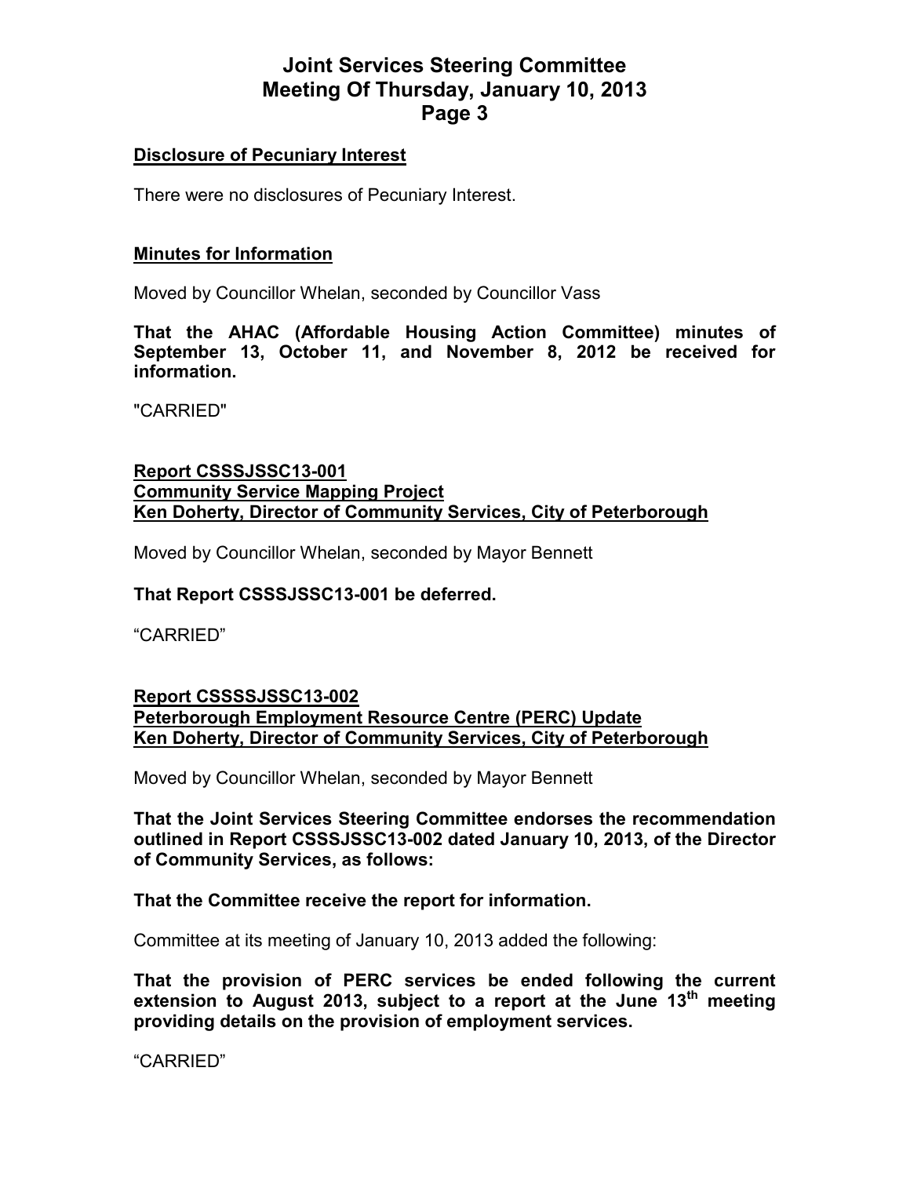**Disclosure of Pecuniary Interest**

There were no disclosures of Pecuniary Interest.

**Minutes for Information**

Moved by Councillor Whelan, seconded by Councillor Vass

**That the AHAC (Affordable Housing Action Committee) minutes of September 13, October 11, and November 8, 2012 be received for information.**

"CARRIED"

**Report CSSSJSSC13-001**
**Community Service Mapping Project**
**Ken Doherty, Director of Community Services, City of Peterborough**

Moved by Councillor Whelan, seconded by Mayor Bennett

**That Report CSSSJSSC13-001 be deferred.**

"CARRIED"

**Report CSSSSJSSC13-002**
**Peterborough Employment Resource Centre (PERC) Update**
**Ken Doherty, Director of Community Services, City of Peterborough**

Moved by Councillor Whelan, seconded by Mayor Bennett

**That the Joint Services Steering Committee endorses the recommendation outlined in Report CSSSJSSC13-002 dated January 10, 2013, of the Director of Community Services, as follows:**

**That the Committee receive the report for information.**

Committee at its meeting of January 10, 2013 added the following:

**That the provision of PERC services be ended following the current extension to August 2013, subject to a report at the June 13th meeting providing details on the provision of employment services.**

"CARRIED"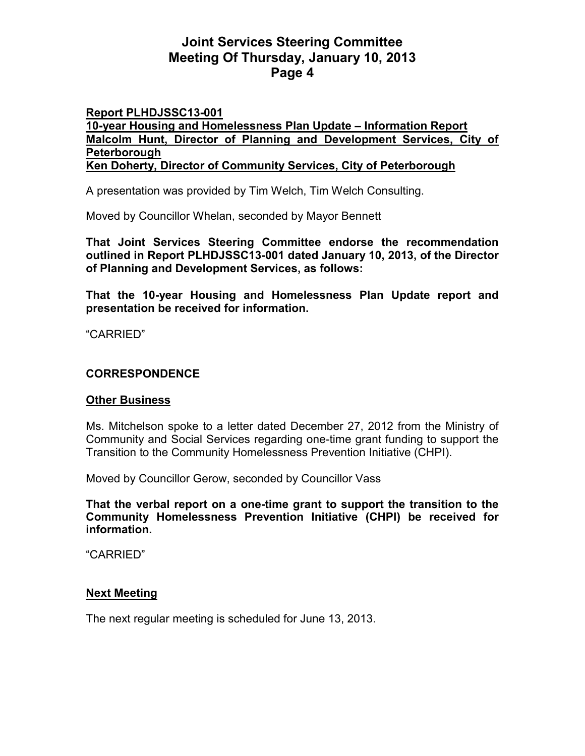**Report PLHDJSSC13-001**
**10-year Housing and Homelessness Plan Update – Information Report**
**Malcolm Hunt, Director of Planning and Development Services, City of Peterborough**
**Ken Doherty, Director of Community Services, City of Peterborough**

A presentation was provided by Tim Welch, Tim Welch Consulting.

Moved by Councillor Whelan, seconded by Mayor Bennett

**That Joint Services Steering Committee endorse the recommendation outlined in Report PLHDJSSC13-001 dated January 10, 2013, of the Director of Planning and Development Services, as follows:**

**That the 10-year Housing and Homelessness Plan Update report and presentation be received for information.**

"CARRIED"

## CORRESPONDENCE

### Other Business

Ms. Mitchelson spoke to a letter dated December 27, 2012 from the Ministry of Community and Social Services regarding one-time grant funding to support the Transition to the Community Homelessness Prevention Initiative (CHPI).

Moved by Councillor Gerow, seconded by Councillor Vass

**That the verbal report on a one-time grant to support the transition to the Community Homelessness Prevention Initiative (CHPI) be received for information.**

"CARRIED"

### Next Meeting

The next regular meeting is scheduled for June 13, 2013.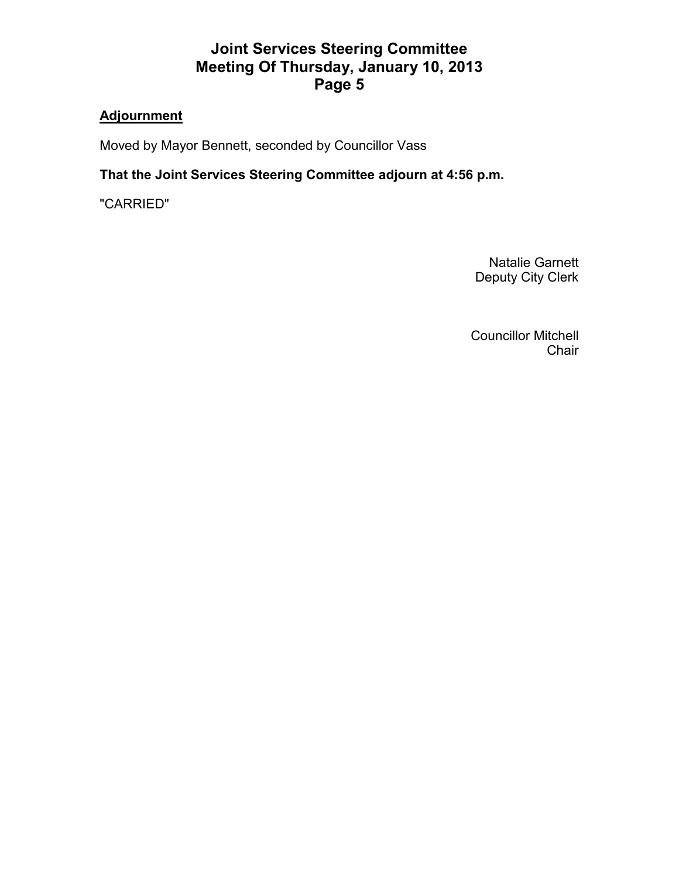## Adjournment

Moved by Mayor Bennett, seconded by Councillor Vass

**That the Joint Services Steering Committee adjourn at 4:56 p.m.**

"CARRIED"

Natalie Garnett
Deputy City Clerk

Councillor Mitchell
Chair